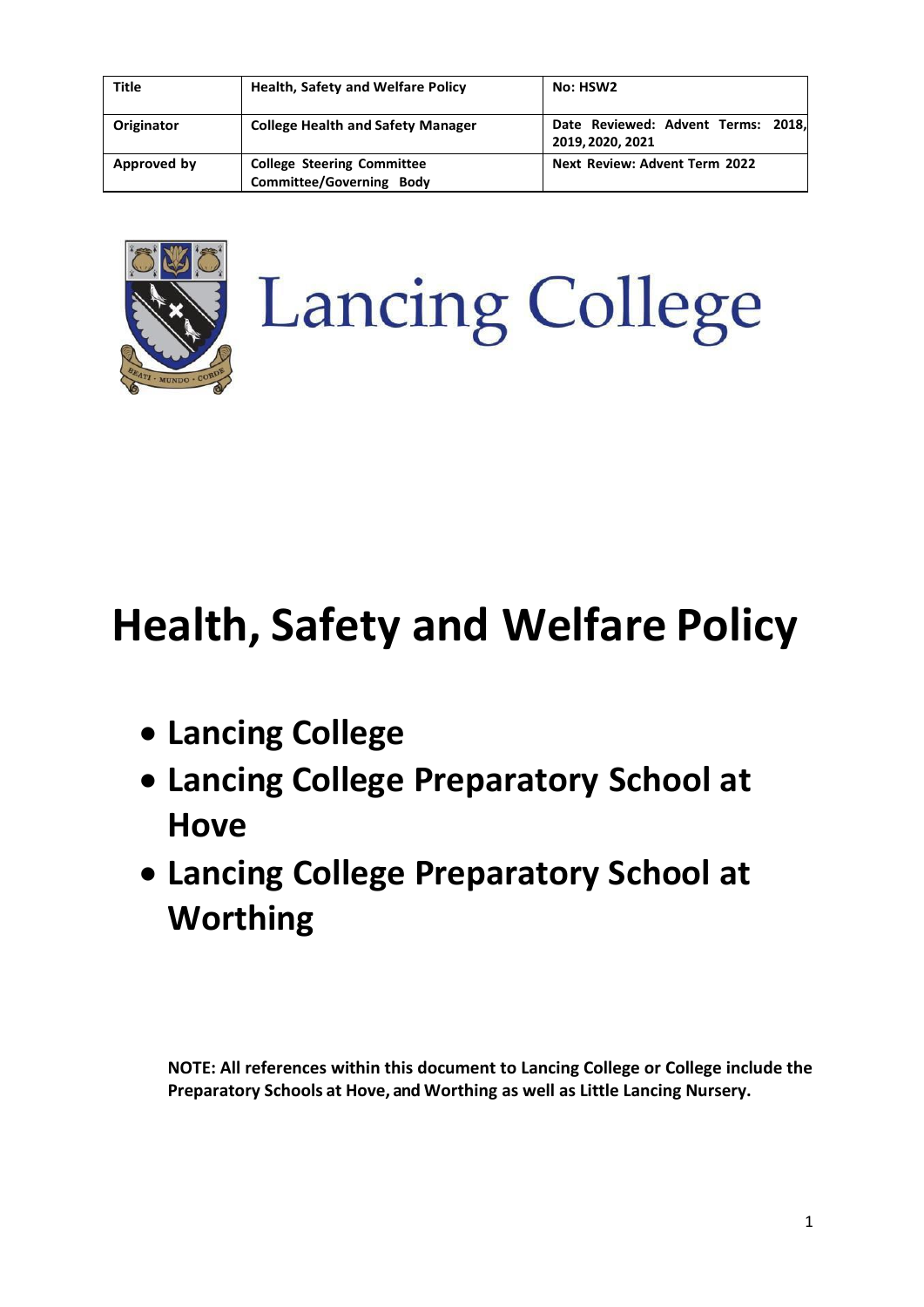| Title | Health, Safety and Welfare Policy | No: HSW2 |
| --- | --- | --- |
| Originator | College Health and Safety Manager | Date Reviewed: Advent Terms: 2018, 2019, 2020, 2021 |
| Approved by | College Steering Committee Committee/Governing Body | Next Review: Advent Term 2022 |

Lancing College

# Health, Safety and Welfare Policy

- **Lancing College**
- **Lancing College Preparatory School at Hove**
- **Lancing College Preparatory School at Worthing**

**NOTE: All references within this document to Lancing College or College include the Preparatory Schools at Hove, and Worthing as well as Little Lancing Nursery.**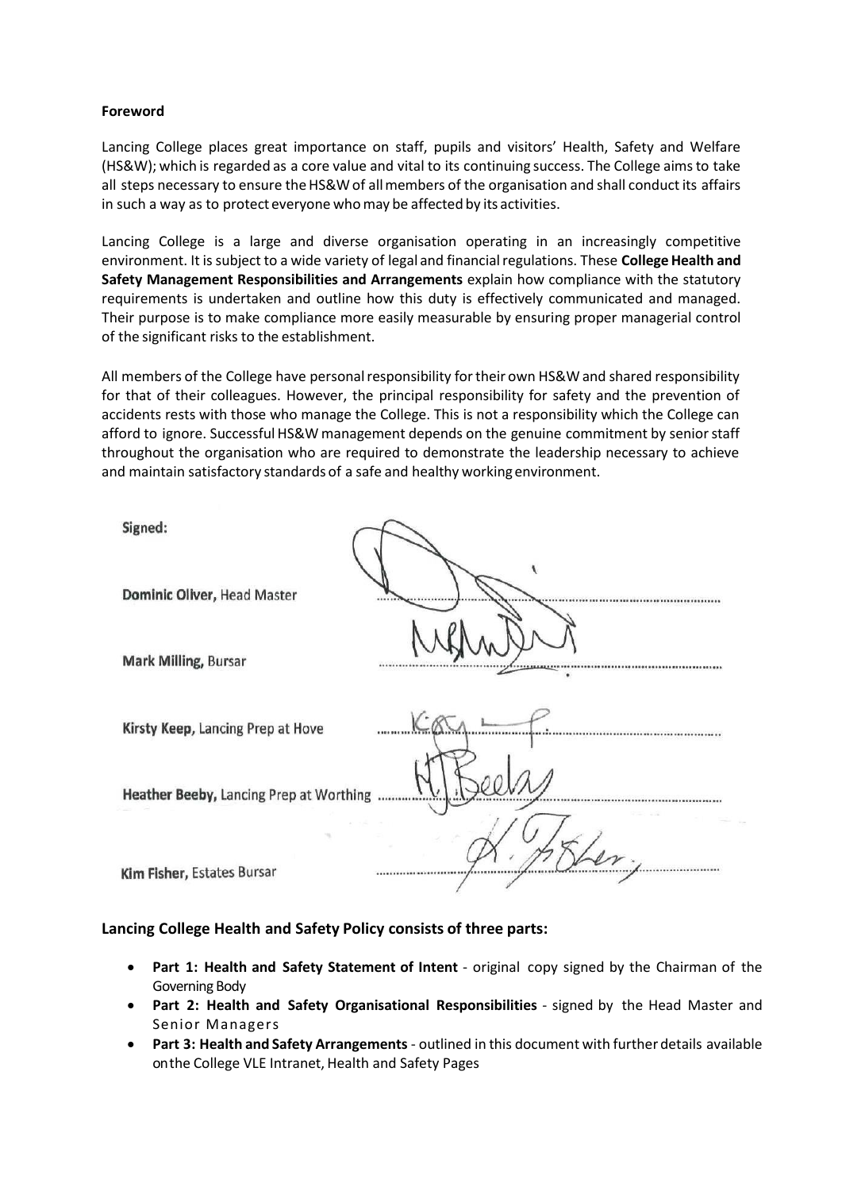**Foreword**

Lancing College places great importance on staff, pupils and visitors' Health, Safety and Welfare (HS&W); which is regarded as a core value and vital to its continuing success. The College aims to take all steps necessary to ensure the HS&W of all members of the organisation and shall conduct its affairs in such a way as to protect everyone who may be affected by its activities.

Lancing College is a large and diverse organisation operating in an increasingly competitive environment. It is subject to a wide variety of legal and financial regulations. These **College Health and Safety Management Responsibilities and Arrangements** explain how compliance with the statutory requirements is undertaken and outline how this duty is effectively communicated and managed. Their purpose is to make compliance more easily measurable by ensuring proper managerial control of the significant risks to the establishment.

All members of the College have personal responsibility for their own HS&W and shared responsibility for that of their colleagues. However, the principal responsibility for safety and the prevention of accidents rests with those who manage the College. This is not a responsibility which the College can afford to ignore. Successful HS&W management depends on the genuine commitment by senior staff throughout the organisation who are required to demonstrate the leadership necessary to achieve and maintain satisfactory standards of a safe and healthy working environment.

Signed:

**Dominic Oliver,** Head Master

**Mark Milling,** Bursar

**Kirsty Keep,** Lancing Prep at Hove

**Heather Beeby,** Lancing Prep at Worthing

**Kim Fisher,** Estates Bursar

### Lancing College Health and Safety Policy consists of three parts:

- **Part 1: Health and Safety Statement of Intent** - original copy signed by the Chairman of the Governing Body
- **Part 2: Health and Safety Organisational Responsibilities** - signed by the Head Master and Senior Managers
- **Part 3: Health and Safety Arrangements** - outlined in this document with further details available on the College VLE Intranet, Health and Safety Pages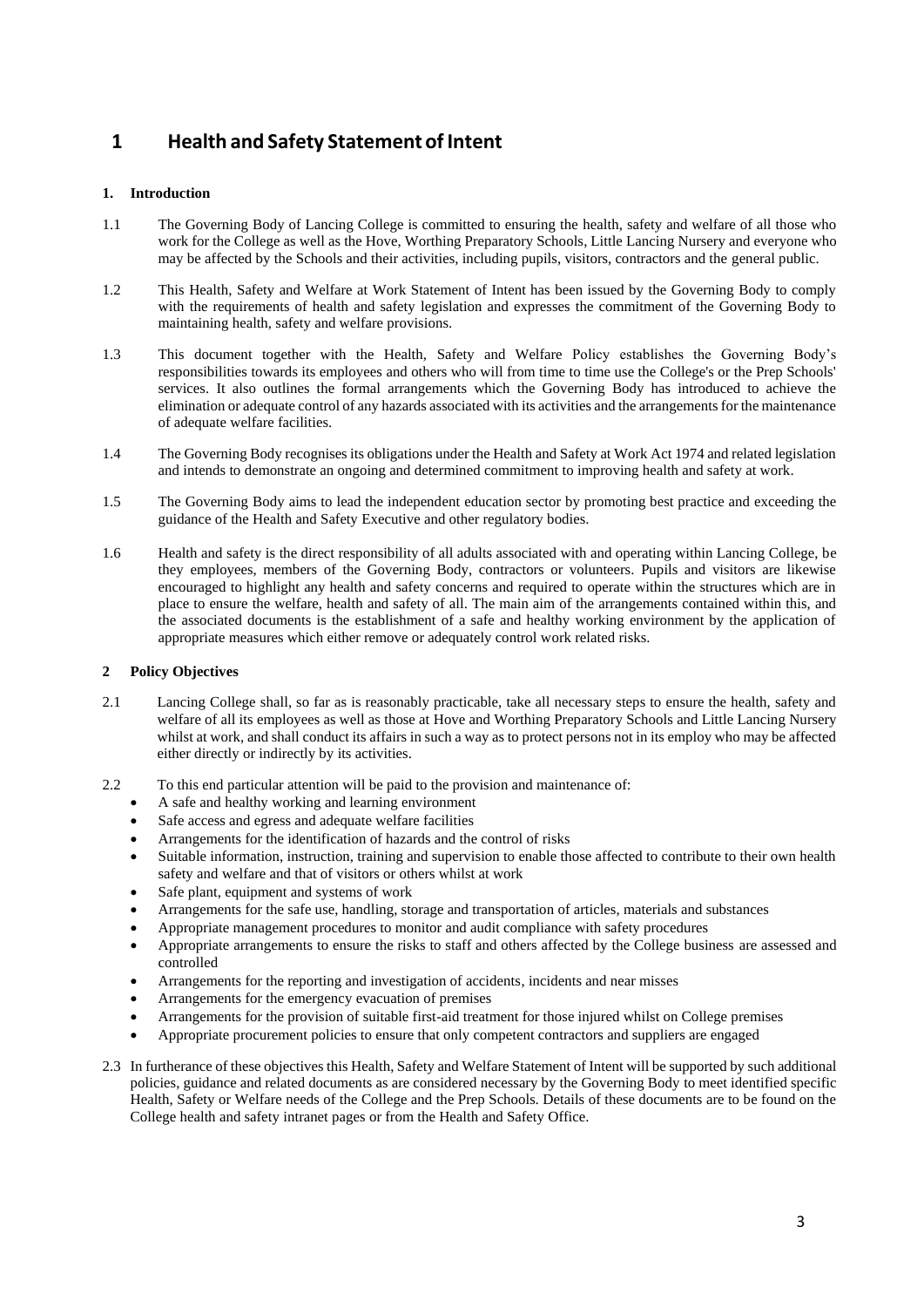# 1 Health and Safety Statement of Intent

## 1. Introduction

1.1 The Governing Body of Lancing College is committed to ensuring the health, safety and welfare of all those who work for the College as well as the Hove, Worthing Preparatory Schools, Little Lancing Nursery and everyone who may be affected by the Schools and their activities, including pupils, visitors, contractors and the general public.

1.2 This Health, Safety and Welfare at Work Statement of Intent has been issued by the Governing Body to comply with the requirements of health and safety legislation and expresses the commitment of the Governing Body to maintaining health, safety and welfare provisions.

1.3 This document together with the Health, Safety and Welfare Policy establishes the Governing Body's responsibilities towards its employees and others who will from time to time use the College's or the Prep Schools' services. It also outlines the formal arrangements which the Governing Body has introduced to achieve the elimination or adequate control of any hazards associated with its activities and the arrangements for the maintenance of adequate welfare facilities.

1.4 The Governing Body recognises its obligations under the Health and Safety at Work Act 1974 and related legislation and intends to demonstrate an ongoing and determined commitment to improving health and safety at work.

1.5 The Governing Body aims to lead the independent education sector by promoting best practice and exceeding the guidance of the Health and Safety Executive and other regulatory bodies.

1.6 Health and safety is the direct responsibility of all adults associated with and operating within Lancing College, be they employees, members of the Governing Body, contractors or volunteers. Pupils and visitors are likewise encouraged to highlight any health and safety concerns and required to operate within the structures which are in place to ensure the welfare, health and safety of all. The main aim of the arrangements contained within this, and the associated documents is the establishment of a safe and healthy working environment by the application of appropriate measures which either remove or adequately control work related risks.

## 2 Policy Objectives

2.1 Lancing College shall, so far as is reasonably practicable, take all necessary steps to ensure the health, safety and welfare of all its employees as well as those at Hove and Worthing Preparatory Schools and Little Lancing Nursery whilst at work, and shall conduct its affairs in such a way as to protect persons not in its employ who may be affected either directly or indirectly by its activities.

2.2 To this end particular attention will be paid to the provision and maintenance of:

- A safe and healthy working and learning environment
- Safe access and egress and adequate welfare facilities
- Arrangements for the identification of hazards and the control of risks
- Suitable information, instruction, training and supervision to enable those affected to contribute to their own health safety and welfare and that of visitors or others whilst at work
- Safe plant, equipment and systems of work
- Arrangements for the safe use, handling, storage and transportation of articles, materials and substances
- Appropriate management procedures to monitor and audit compliance with safety procedures
- Appropriate arrangements to ensure the risks to staff and others affected by the College business are assessed and controlled
- Arrangements for the reporting and investigation of accidents, incidents and near misses
- Arrangements for the emergency evacuation of premises
- Arrangements for the provision of suitable first-aid treatment for those injured whilst on College premises
- Appropriate procurement policies to ensure that only competent contractors and suppliers are engaged

2.3 In furtherance of these objectives this Health, Safety and Welfare Statement of Intent will be supported by such additional policies, guidance and related documents as are considered necessary by the Governing Body to meet identified specific Health, Safety or Welfare needs of the College and the Prep Schools. Details of these documents are to be found on the College health and safety intranet pages or from the Health and Safety Office.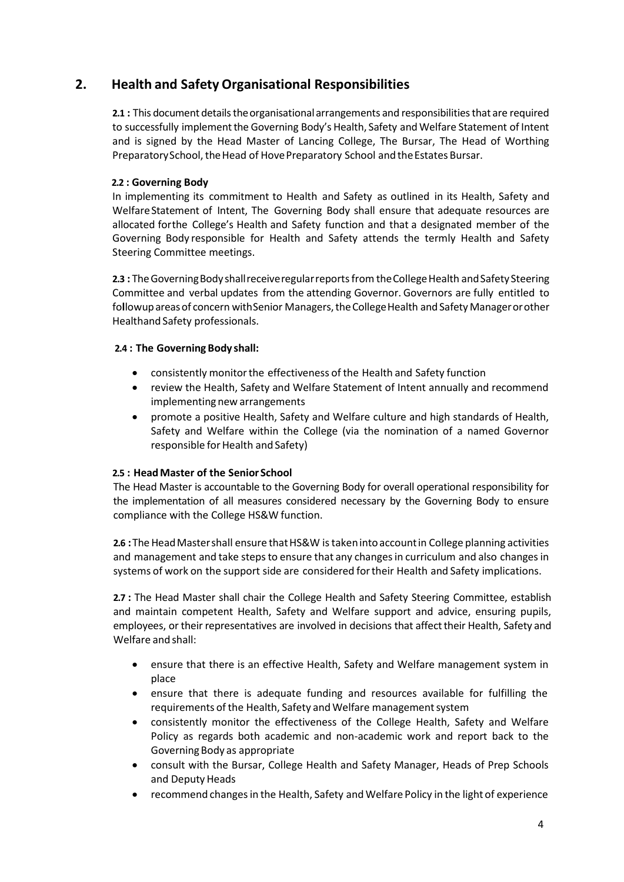## 2. Health and Safety Organisational Responsibilities

**2.1 :** This document details the organisational arrangements and responsibilities that are required to successfully implement the Governing Body's Health, Safety and Welfare Statement of Intent and is signed by the Head Master of Lancing College, The Bursar, The Head of Worthing Preparatory School, the Head of Hove Preparatory School and the Estates Bursar.

**2.2 : Governing Body**

In implementing its commitment to Health and Safety as outlined in its Health, Safety and Welfare Statement of Intent, The Governing Body shall ensure that adequate resources are allocated for the College's Health and Safety function and that a designated member of the Governing Body responsible for Health and Safety attends the termly Health and Safety Steering Committee meetings.

**2.3 :** The Governing Body shall receive regular reports from the College Health and Safety Steering Committee and verbal updates from the attending Governor. Governors are fully entitled to follow up areas of concern with Senior Managers, the College Health and Safety Manager or other Health and Safety professionals.

**2.4 : The Governing Body shall:**

- consistently monitor the effectiveness of the Health and Safety function
- review the Health, Safety and Welfare Statement of Intent annually and recommend implementing new arrangements
- promote a positive Health, Safety and Welfare culture and high standards of Health, Safety and Welfare within the College (via the nomination of a named Governor responsible for Health and Safety)

**2.5 : Head Master of the Senior School**

The Head Master is accountable to the Governing Body for overall operational responsibility for the implementation of all measures considered necessary by the Governing Body to ensure compliance with the College HS&W function.

**2.6 :** The Head Master shall ensure that HS&W is taken into account in College planning activities and management and take steps to ensure that any changes in curriculum and also changes in systems of work on the support side are considered for their Health and Safety implications.

**2.7 :** The Head Master shall chair the College Health and Safety Steering Committee, establish and maintain competent Health, Safety and Welfare support and advice, ensuring pupils, employees, or their representatives are involved in decisions that affect their Health, Safety and Welfare and shall:

- ensure that there is an effective Health, Safety and Welfare management system in place
- ensure that there is adequate funding and resources available for fulfilling the requirements of the Health, Safety and Welfare management system
- consistently monitor the effectiveness of the College Health, Safety and Welfare Policy as regards both academic and non-academic work and report back to the Governing Body as appropriate
- consult with the Bursar, College Health and Safety Manager, Heads of Prep Schools and Deputy Heads
- recommend changes in the Health, Safety and Welfare Policy in the light of experience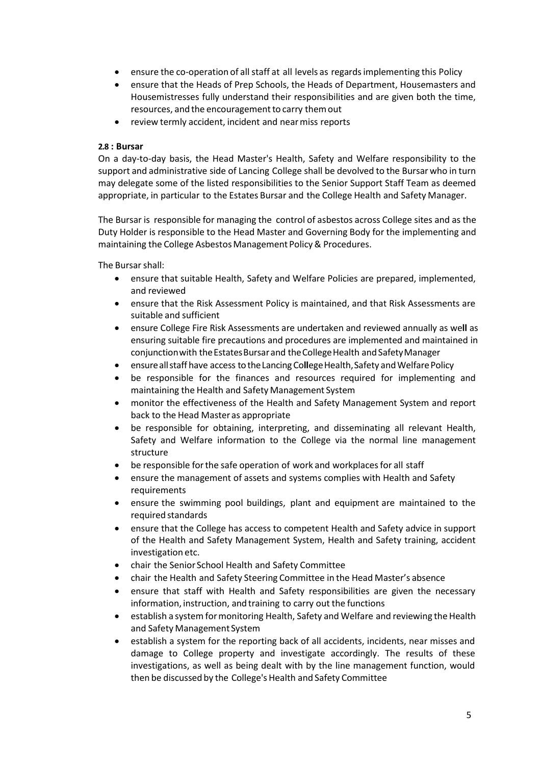- ensure the co-operation of all staff at all levels as regards implementing this Policy
- ensure that the Heads of Prep Schools, the Heads of Department, Housemasters and Housemistresses fully understand their responsibilities and are given both the time, resources, and the encouragement to carry them out
- review termly accident, incident and near miss reports

#### 2.8 : Bursar

On a day-to-day basis, the Head Master's Health, Safety and Welfare responsibility to the support and administrative side of Lancing College shall be devolved to the Bursar who in turn may delegate some of the listed responsibilities to the Senior Support Staff Team as deemed appropriate, in particular to the Estates Bursar and the College Health and Safety Manager.

The Bursar is responsible for managing the control of asbestos across College sites and as the Duty Holder is responsible to the Head Master and Governing Body for the implementing and maintaining the College Asbestos Management Policy & Procedures.

The Bursar shall:

- ensure that suitable Health, Safety and Welfare Policies are prepared, implemented, and reviewed
- ensure that the Risk Assessment Policy is maintained, and that Risk Assessments are suitable and sufficient
- ensure College Fire Risk Assessments are undertaken and reviewed annually as well as ensuring suitable fire precautions and procedures are implemented and maintained in conjunction with the Estates Bursar and the College Health and Safety Manager
- ensure all staff have access to the Lancing College Health, Safety and Welfare Policy
- be responsible for the finances and resources required for implementing and maintaining the Health and Safety Management System
- monitor the effectiveness of the Health and Safety Management System and report back to the Head Master as appropriate
- be responsible for obtaining, interpreting, and disseminating all relevant Health, Safety and Welfare information to the College via the normal line management structure
- be responsible for the safe operation of work and workplaces for all staff
- ensure the management of assets and systems complies with Health and Safety requirements
- ensure the swimming pool buildings, plant and equipment are maintained to the required standards
- ensure that the College has access to competent Health and Safety advice in support of the Health and Safety Management System, Health and Safety training, accident investigation etc.
- chair the Senior School Health and Safety Committee
- chair the Health and Safety Steering Committee in the Head Master's absence
- ensure that staff with Health and Safety responsibilities are given the necessary information, instruction, and training to carry out the functions
- establish a system for monitoring Health, Safety and Welfare and reviewing the Health and Safety Management System
- establish a system for the reporting back of all accidents, incidents, near misses and damage to College property and investigate accordingly. The results of these investigations, as well as being dealt with by the line management function, would then be discussed by the College's Health and Safety Committee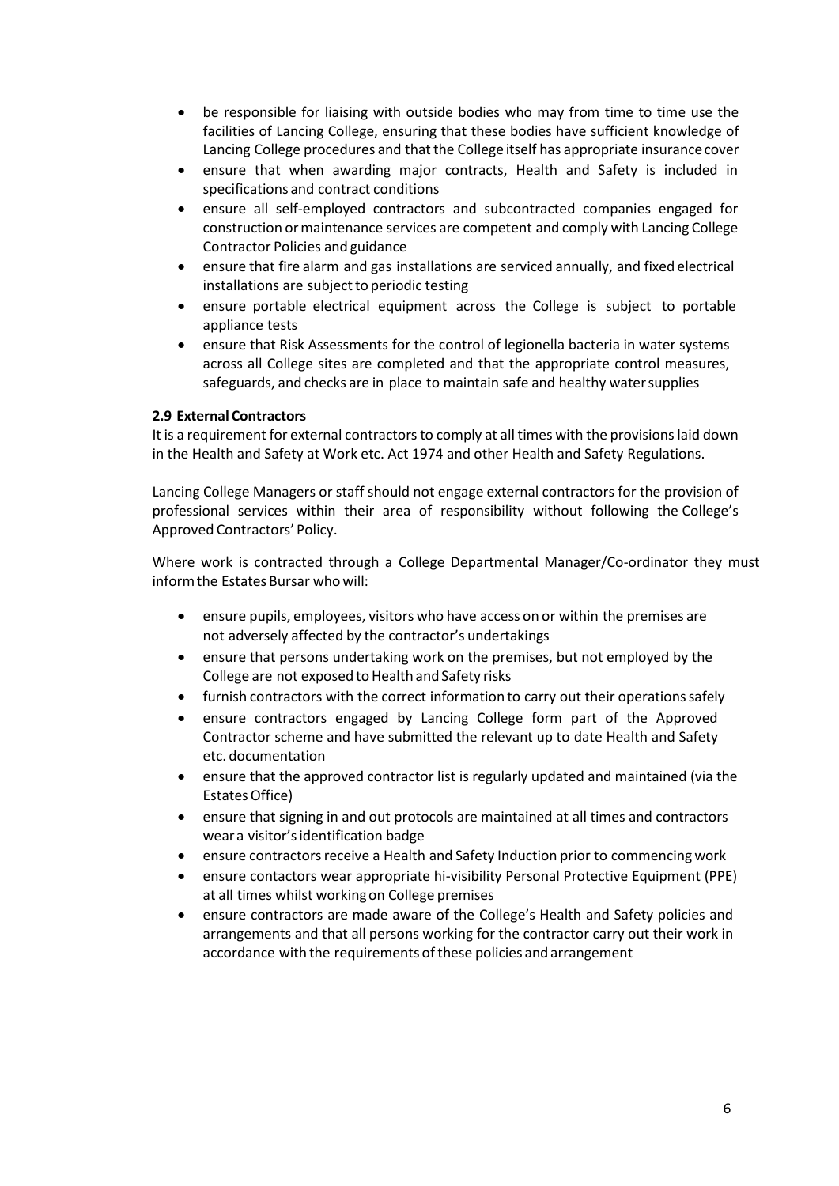- be responsible for liaising with outside bodies who may from time to time use the facilities of Lancing College, ensuring that these bodies have sufficient knowledge of Lancing College procedures and that the College itself has appropriate insurance cover
- ensure that when awarding major contracts, Health and Safety is included in specifications and contract conditions
- ensure all self-employed contractors and subcontracted companies engaged for construction or maintenance services are competent and comply with Lancing College Contractor Policies and guidance
- ensure that fire alarm and gas installations are serviced annually, and fixed electrical installations are subject to periodic testing
- ensure portable electrical equipment across the College is subject to portable appliance tests
- ensure that Risk Assessments for the control of legionella bacteria in water systems across all College sites are completed and that the appropriate control measures, safeguards, and checks are in place to maintain safe and healthy water supplies

### 2.9 External Contractors

It is a requirement for external contractors to comply at all times with the provisions laid down in the Health and Safety at Work etc. Act 1974 and other Health and Safety Regulations.

Lancing College Managers or staff should not engage external contractors for the provision of professional services within their area of responsibility without following the College's Approved Contractors' Policy.

Where work is contracted through a College Departmental Manager/Co-ordinator they must inform the Estates Bursar who will:

- ensure pupils, employees, visitors who have access on or within the premises are not adversely affected by the contractor's undertakings
- ensure that persons undertaking work on the premises, but not employed by the College are not exposed to Health and Safety risks
- furnish contractors with the correct information to carry out their operations safely
- ensure contractors engaged by Lancing College form part of the Approved Contractor scheme and have submitted the relevant up to date Health and Safety etc. documentation
- ensure that the approved contractor list is regularly updated and maintained (via the Estates Office)
- ensure that signing in and out protocols are maintained at all times and contractors wear a visitor's identification badge
- ensure contractors receive a Health and Safety Induction prior to commencing work
- ensure contactors wear appropriate hi-visibility Personal Protective Equipment (PPE) at all times whilst working on College premises
- ensure contractors are made aware of the College's Health and Safety policies and arrangements and that all persons working for the contractor carry out their work in accordance with the requirements of these policies and arrangement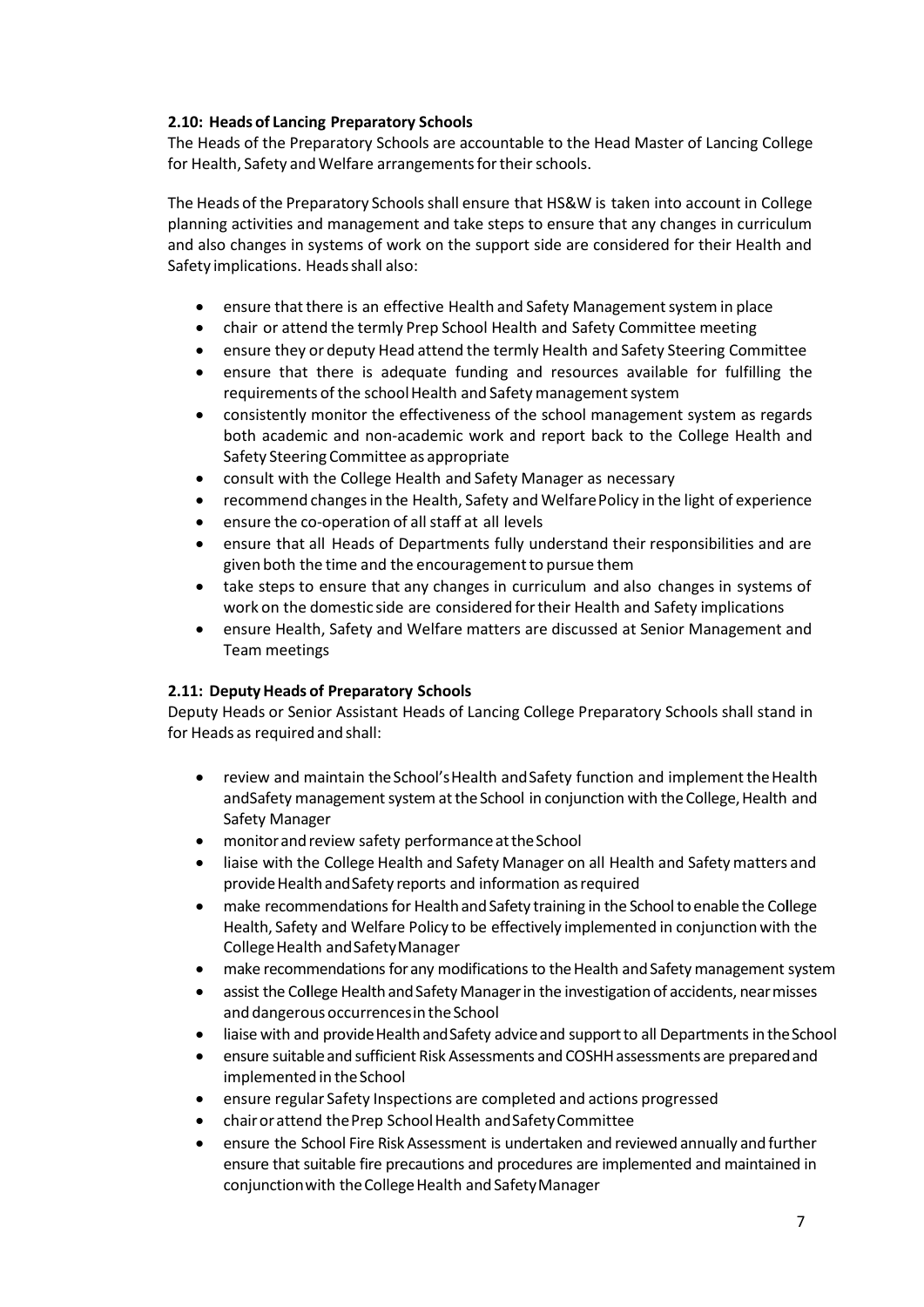**2.10: Heads of Lancing Preparatory Schools**

The Heads of the Preparatory Schools are accountable to the Head Master of Lancing College for Health, Safety and Welfare arrangements for their schools.

The Heads of the Preparatory Schools shall ensure that HS&W is taken into account in College planning activities and management and take steps to ensure that any changes in curriculum and also changes in systems of work on the support side are considered for their Health and Safety implications. Heads shall also:

- ensure that there is an effective Health and Safety Management system in place
- chair or attend the termly Prep School Health and Safety Committee meeting
- ensure they or deputy Head attend the termly Health and Safety Steering Committee
- ensure that there is adequate funding and resources available for fulfilling the requirements of the school Health and Safety management system
- consistently monitor the effectiveness of the school management system as regards both academic and non-academic work and report back to the College Health and Safety Steering Committee as appropriate
- consult with the College Health and Safety Manager as necessary
- recommend changes in the Health, Safety and Welfare Policy in the light of experience
- ensure the co-operation of all staff at all levels
- ensure that all Heads of Departments fully understand their responsibilities and are given both the time and the encouragement to pursue them
- take steps to ensure that any changes in curriculum and also changes in systems of work on the domestic side are considered for their Health and Safety implications
- ensure Health, Safety and Welfare matters are discussed at Senior Management and Team meetings

**2.11: Deputy Heads of Preparatory Schools**

Deputy Heads or Senior Assistant Heads of Lancing College Preparatory Schools shall stand in for Heads as required and shall:

- review and maintain the School's Health and Safety function and implement the Health andSafety management system at the School in conjunction with the College, Health and Safety Manager
- monitor and review safety performance at the School
- liaise with the College Health and Safety Manager on all Health and Safety matters and provide Health and Safety reports and information as required
- make recommendations for Health and Safety training in the School to enable the College Health, Safety and Welfare Policy to be effectively implemented in conjunction with the College Health and Safety Manager
- make recommendations for any modifications to the Health and Safety management system
- assist the College Health and Safety Manager in the investigation of accidents, near misses and dangerous occurrences in the School
- liaise with and provide Health and Safety advice and support to all Departments in the School
- ensure suitable and sufficient Risk Assessments and COSHH assessments are prepared and implemented in the School
- ensure regular Safety Inspections are completed and actions progressed
- chair or attend the Prep School Health and Safety Committee
- ensure the School Fire Risk Assessment is undertaken and reviewed annually and further ensure that suitable fire precautions and procedures are implemented and maintained in conjunction with the College Health and Safety Manager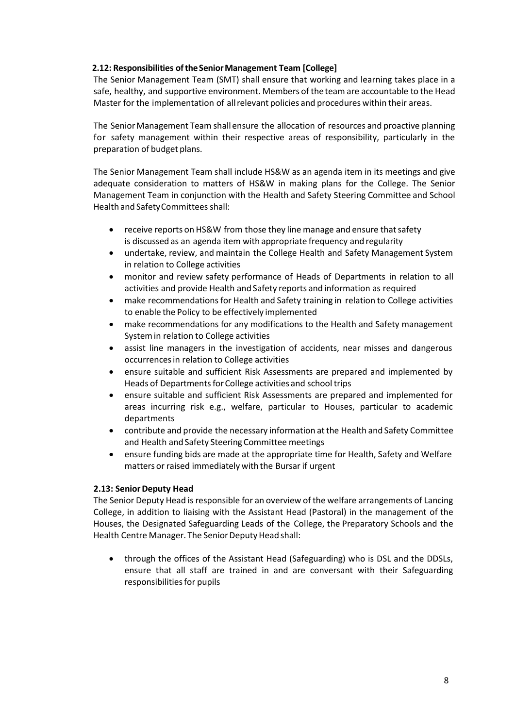### 2.12: Responsibilities of the Senior Management Team [College]

The Senior Management Team (SMT) shall ensure that working and learning takes place in a safe, healthy, and supportive environment. Members of the team are accountable to the Head Master for the implementation of all relevant policies and procedures within their areas.

The Senior Management Team shall ensure the allocation of resources and proactive planning for safety management within their respective areas of responsibility, particularly in the preparation of budget plans.

The Senior Management Team shall include HS&W as an agenda item in its meetings and give adequate consideration to matters of HS&W in making plans for the College. The Senior Management Team in conjunction with the Health and Safety Steering Committee and School Health and Safety Committees shall:

- receive reports on HS&W from those they line manage and ensure that safety is discussed as an agenda item with appropriate frequency and regularity
- undertake, review, and maintain the College Health and Safety Management System in relation to College activities
- monitor and review safety performance of Heads of Departments in relation to all activities and provide Health and Safety reports and information as required
- make recommendations for Health and Safety training in relation to College activities to enable the Policy to be effectively implemented
- make recommendations for any modifications to the Health and Safety management System in relation to College activities
- assist line managers in the investigation of accidents, near misses and dangerous occurrences in relation to College activities
- ensure suitable and sufficient Risk Assessments are prepared and implemented by Heads of Departments for College activities and school trips
- ensure suitable and sufficient Risk Assessments are prepared and implemented for areas incurring risk e.g., welfare, particular to Houses, particular to academic departments
- contribute and provide the necessary information at the Health and Safety Committee and Health and Safety Steering Committee meetings
- ensure funding bids are made at the appropriate time for Health, Safety and Welfare matters or raised immediately with the Bursar if urgent

### 2.13: Senior Deputy Head

The Senior Deputy Head is responsible for an overview of the welfare arrangements of Lancing College, in addition to liaising with the Assistant Head (Pastoral) in the management of the Houses, the Designated Safeguarding Leads of the College, the Preparatory Schools and the Health Centre Manager. The Senior Deputy Head shall:

- through the offices of the Assistant Head (Safeguarding) who is DSL and the DDSLs, ensure that all staff are trained in and are conversant with their Safeguarding responsibilities for pupils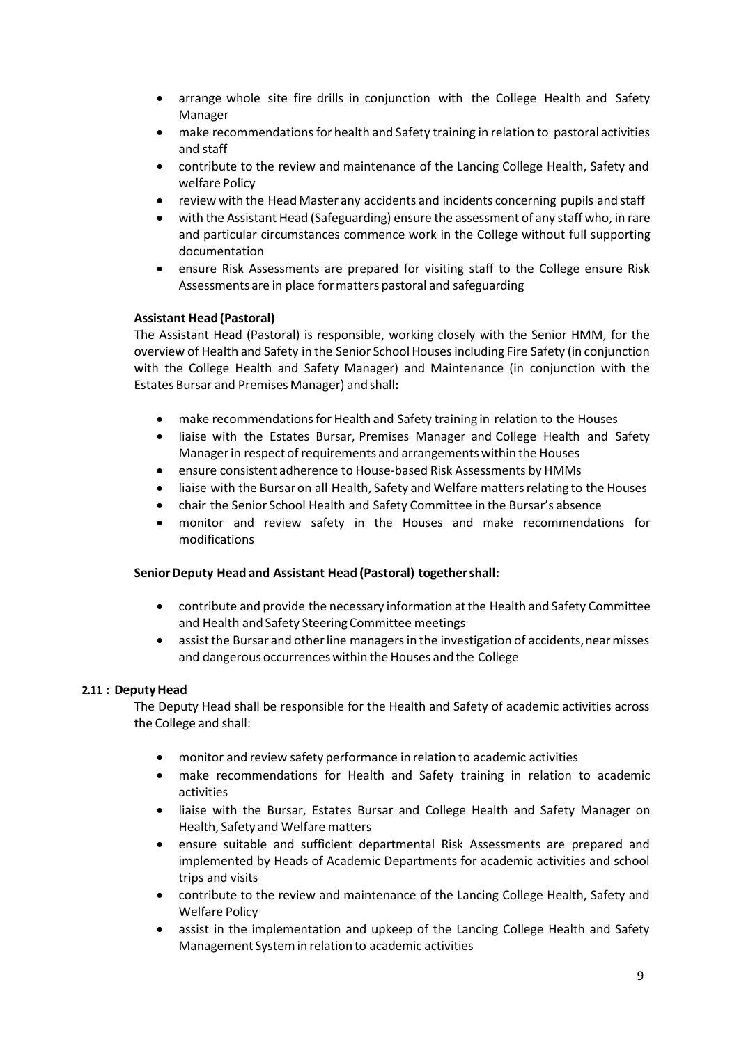- arrange whole site fire drills in conjunction with the College Health and Safety Manager
- make recommendations for health and Safety training in relation to pastoral activities and staff
- contribute to the review and maintenance of the Lancing College Health, Safety and welfare Policy
- review with the Head Master any accidents and incidents concerning pupils and staff
- with the Assistant Head (Safeguarding) ensure the assessment of any staff who, in rare and particular circumstances commence work in the College without full supporting documentation
- ensure Risk Assessments are prepared for visiting staff to the College ensure Risk Assessments are in place for matters pastoral and safeguarding

**Assistant Head (Pastoral)**

The Assistant Head (Pastoral) is responsible, working closely with the Senior HMM, for the overview of Health and Safety in the Senior School Houses including Fire Safety (in conjunction with the College Health and Safety Manager) and Maintenance (in conjunction with the Estates Bursar and Premises Manager) and shall**:**

- make recommendations for Health and Safety training in relation to the Houses
- liaise with the Estates Bursar, Premises Manager and College Health and Safety Manager in respect of requirements and arrangements within the Houses
- ensure consistent adherence to House-based Risk Assessments by HMMs
- liaise with the Bursar on all Health, Safety and Welfare matters relating to the Houses
- chair the Senior School Health and Safety Committee in the Bursar's absence
- monitor and review safety in the Houses and make recommendations for modifications

**Senior Deputy Head and Assistant Head (Pastoral) together shall:**

- contribute and provide the necessary information at the Health and Safety Committee and Health and Safety Steering Committee meetings
- assist the Bursar and other line managers in the investigation of accidents, near misses and dangerous occurrences within the Houses and the College

**2.11 : Deputy Head**

The Deputy Head shall be responsible for the Health and Safety of academic activities across the College and shall:

- monitor and review safety performance in relation to academic activities
- make recommendations for Health and Safety training in relation to academic activities
- liaise with the Bursar, Estates Bursar and College Health and Safety Manager on Health, Safety and Welfare matters
- ensure suitable and sufficient departmental Risk Assessments are prepared and implemented by Heads of Academic Departments for academic activities and school trips and visits
- contribute to the review and maintenance of the Lancing College Health, Safety and Welfare Policy
- assist in the implementation and upkeep of the Lancing College Health and Safety Management System in relation to academic activities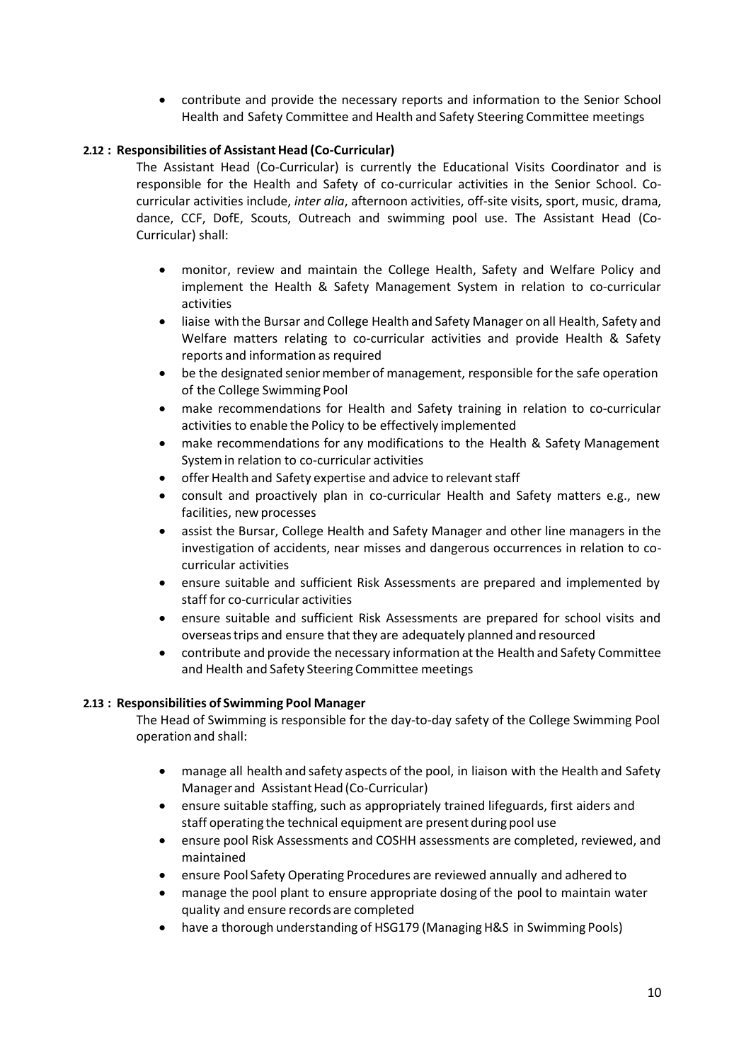- contribute and provide the necessary reports and information to the Senior School Health and Safety Committee and Health and Safety Steering Committee meetings

**2.12 : Responsibilities of Assistant Head (Co-Curricular)**

The Assistant Head (Co-Curricular) is currently the Educational Visits Coordinator and is responsible for the Health and Safety of co-curricular activities in the Senior School. Co-curricular activities include, *inter alia*, afternoon activities, off-site visits, sport, music, drama, dance, CCF, DofE, Scouts, Outreach and swimming pool use. The Assistant Head (Co-Curricular) shall:

- monitor, review and maintain the College Health, Safety and Welfare Policy and implement the Health & Safety Management System in relation to co-curricular activities
- liaise with the Bursar and College Health and Safety Manager on all Health, Safety and Welfare matters relating to co-curricular activities and provide Health & Safety reports and information as required
- be the designated senior member of management, responsible for the safe operation of the College Swimming Pool
- make recommendations for Health and Safety training in relation to co-curricular activities to enable the Policy to be effectively implemented
- make recommendations for any modifications to the Health & Safety Management System in relation to co-curricular activities
- offer Health and Safety expertise and advice to relevant staff
- consult and proactively plan in co-curricular Health and Safety matters e.g., new facilities, new processes
- assist the Bursar, College Health and Safety Manager and other line managers in the investigation of accidents, near misses and dangerous occurrences in relation to co-curricular activities
- ensure suitable and sufficient Risk Assessments are prepared and implemented by staff for co-curricular activities
- ensure suitable and sufficient Risk Assessments are prepared for school visits and overseas trips and ensure that they are adequately planned and resourced
- contribute and provide the necessary information at the Health and Safety Committee and Health and Safety Steering Committee meetings

**2.13 : Responsibilities of Swimming Pool Manager**

The Head of Swimming is responsible for the day-to-day safety of the College Swimming Pool operation and shall:

- manage all health and safety aspects of the pool, in liaison with the Health and Safety Manager and Assistant Head (Co-Curricular)
- ensure suitable staffing, such as appropriately trained lifeguards, first aiders and staff operating the technical equipment are present during pool use
- ensure pool Risk Assessments and COSHH assessments are completed, reviewed, and maintained
- ensure Pool Safety Operating Procedures are reviewed annually and adhered to
- manage the pool plant to ensure appropriate dosing of the pool to maintain water quality and ensure records are completed
- have a thorough understanding of HSG179 (Managing H&S in Swimming Pools)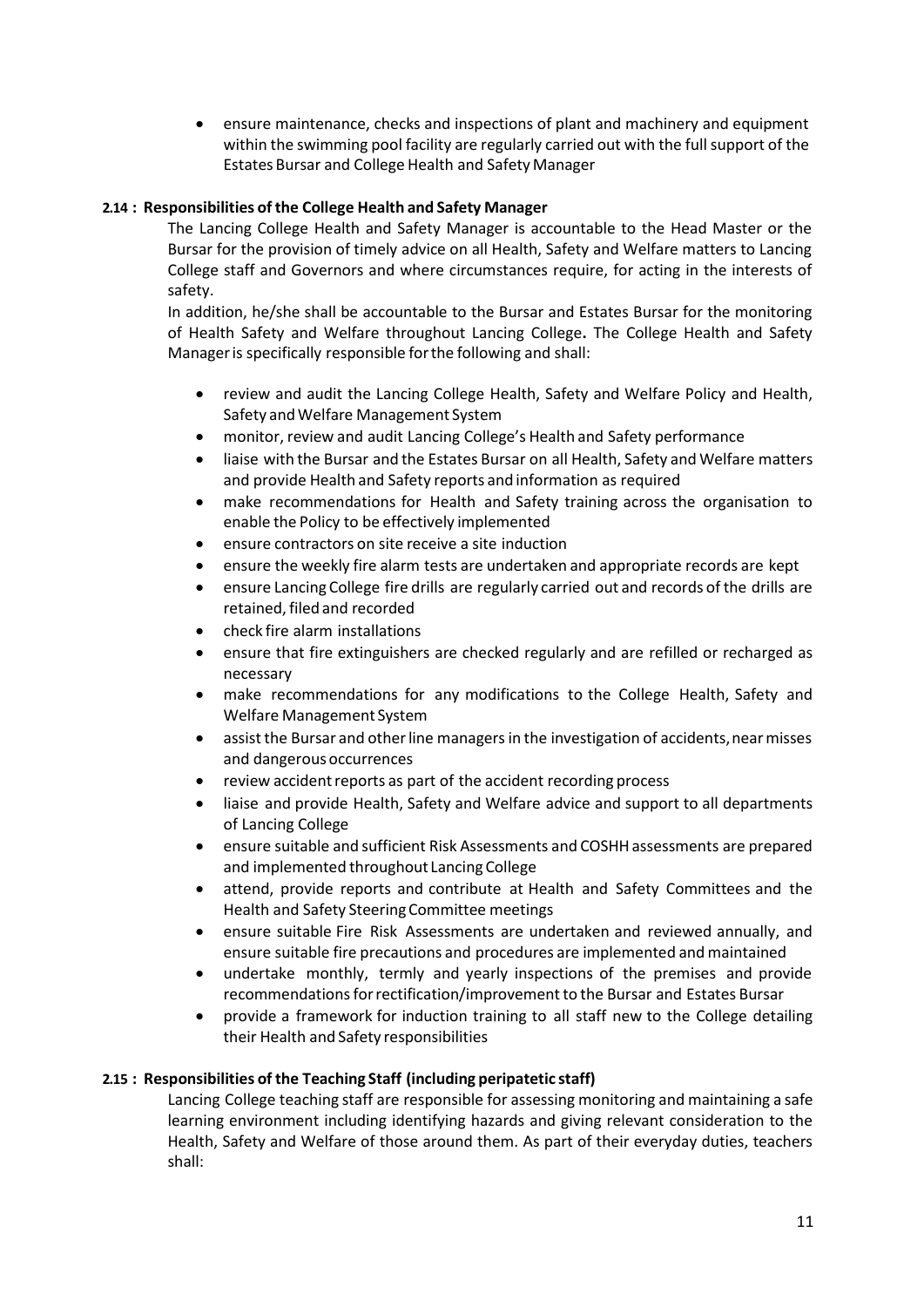- ensure maintenance, checks and inspections of plant and machinery and equipment within the swimming pool facility are regularly carried out with the full support of the Estates Bursar and College Health and Safety Manager

**2.14 : Responsibilities of the College Health and Safety Manager**

The Lancing College Health and Safety Manager is accountable to the Head Master or the Bursar for the provision of timely advice on all Health, Safety and Welfare matters to Lancing College staff and Governors and where circumstances require, for acting in the interests of safety.

In addition, he/she shall be accountable to the Bursar and Estates Bursar for the monitoring of Health Safety and Welfare throughout Lancing College**.** The College Health and Safety Manager is specifically responsible for the following and shall:

- review and audit the Lancing College Health, Safety and Welfare Policy and Health, Safety and Welfare Management System
- monitor, review and audit Lancing College's Health and Safety performance
- liaise with the Bursar and the Estates Bursar on all Health, Safety and Welfare matters and provide Health and Safety reports and information as required
- make recommendations for Health and Safety training across the organisation to enable the Policy to be effectively implemented
- ensure contractors on site receive a site induction
- ensure the weekly fire alarm tests are undertaken and appropriate records are kept
- ensure Lancing College fire drills are regularly carried out and records of the drills are retained, filed and recorded
- check fire alarm installations
- ensure that fire extinguishers are checked regularly and are refilled or recharged as necessary
- make recommendations for any modifications to the College Health, Safety and Welfare Management System
- assist the Bursar and other line managers in the investigation of accidents, near misses and dangerous occurrences
- review accident reports as part of the accident recording process
- liaise and provide Health, Safety and Welfare advice and support to all departments of Lancing College
- ensure suitable and sufficient Risk Assessments and COSHH assessments are prepared and implemented throughout Lancing College
- attend, provide reports and contribute at Health and Safety Committees and the Health and Safety Steering Committee meetings
- ensure suitable Fire Risk Assessments are undertaken and reviewed annually, and ensure suitable fire precautions and procedures are implemented and maintained
- undertake monthly, termly and yearly inspections of the premises and provide recommendations for rectification/improvement to the Bursar and Estates Bursar
- provide a framework for induction training to all staff new to the College detailing their Health and Safety responsibilities

**2.15 : Responsibilities of the Teaching Staff (including peripatetic staff)**

Lancing College teaching staff are responsible for assessing monitoring and maintaining a safe learning environment including identifying hazards and giving relevant consideration to the Health, Safety and Welfare of those around them. As part of their everyday duties, teachers shall: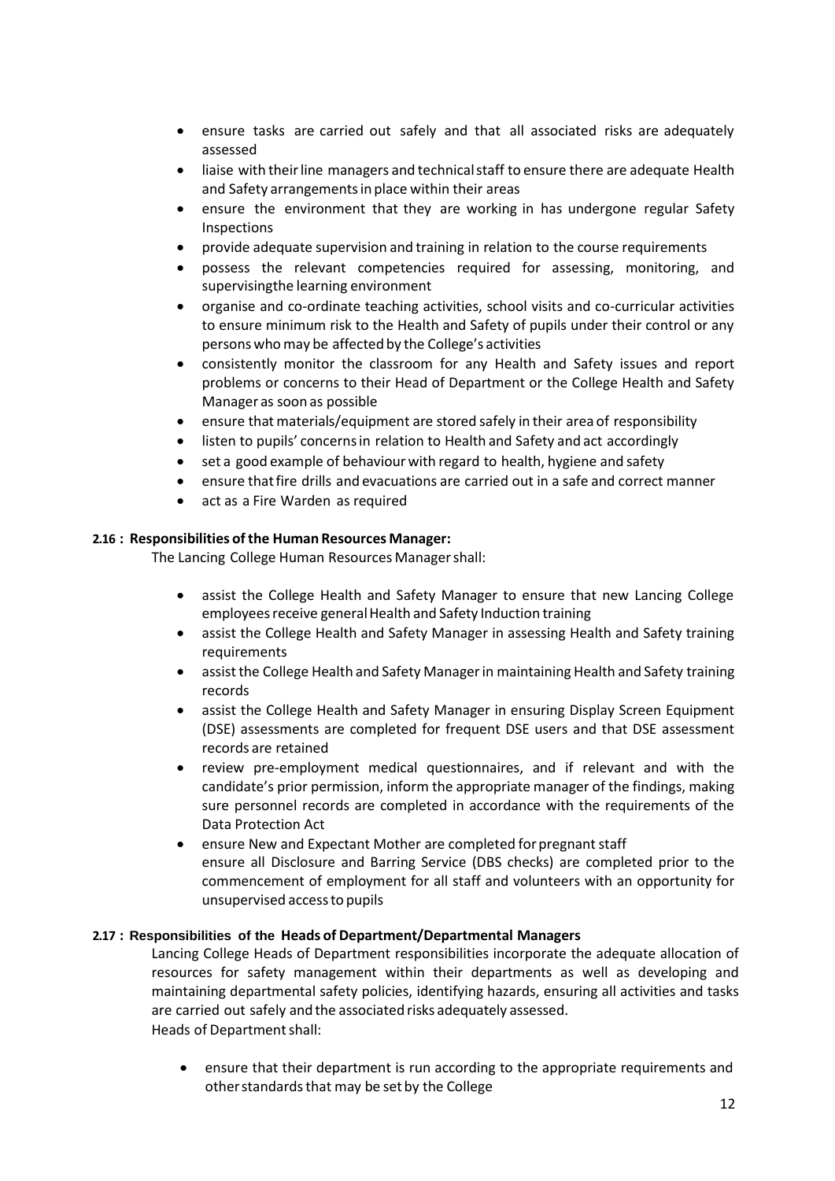- ensure tasks are carried out safely and that all associated risks are adequately assessed
- liaise with their line managers and technical staff to ensure there are adequate Health and Safety arrangements in place within their areas
- ensure the environment that they are working in has undergone regular Safety Inspections
- provide adequate supervision and training in relation to the course requirements
- possess the relevant competencies required for assessing, monitoring, and supervisingthe learning environment
- organise and co-ordinate teaching activities, school visits and co-curricular activities to ensure minimum risk to the Health and Safety of pupils under their control or any persons who may be affected by the College's activities
- consistently monitor the classroom for any Health and Safety issues and report problems or concerns to their Head of Department or the College Health and Safety Manager as soon as possible
- ensure that materials/equipment are stored safely in their area of responsibility
- listen to pupils' concerns in relation to Health and Safety and act accordingly
- set a good example of behaviour with regard to health, hygiene and safety
- ensure that fire drills and evacuations are carried out in a safe and correct manner
- act as a Fire Warden as required

### 2.16 : Responsibilities of the Human Resources Manager:

The Lancing College Human Resources Manager shall:

- assist the College Health and Safety Manager to ensure that new Lancing College employees receive general Health and Safety Induction training
- assist the College Health and Safety Manager in assessing Health and Safety training requirements
- assist the College Health and Safety Manager in maintaining Health and Safety training records
- assist the College Health and Safety Manager in ensuring Display Screen Equipment (DSE) assessments are completed for frequent DSE users and that DSE assessment records are retained
- review pre-employment medical questionnaires, and if relevant and with the candidate's prior permission, inform the appropriate manager of the findings, making sure personnel records are completed in accordance with the requirements of the Data Protection Act
- ensure New and Expectant Mother are completed for pregnant staff
  ensure all Disclosure and Barring Service (DBS checks) are completed prior to the commencement of employment for all staff and volunteers with an opportunity for unsupervised access to pupils

### 2.17 : Responsibilities of the Heads of Department/Departmental Managers

Lancing College Heads of Department responsibilities incorporate the adequate allocation of resources for safety management within their departments as well as developing and maintaining departmental safety policies, identifying hazards, ensuring all activities and tasks are carried out safely and the associated risks adequately assessed.

Heads of Department shall:

- ensure that their department is run according to the appropriate requirements and other standards that may be set by the College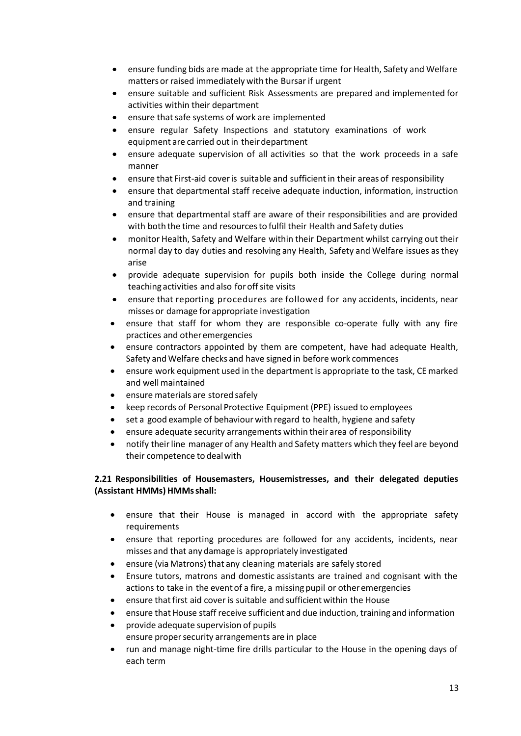- ensure funding bids are made at the appropriate time for Health, Safety and Welfare matters or raised immediately with the Bursar if urgent
- ensure suitable and sufficient Risk Assessments are prepared and implemented for activities within their department
- ensure that safe systems of work are implemented
- ensure regular Safety Inspections and statutory examinations of work equipment are carried out in their department
- ensure adequate supervision of all activities so that the work proceeds in a safe manner
- ensure that First-aid cover is suitable and sufficient in their areas of responsibility
- ensure that departmental staff receive adequate induction, information, instruction and training
- ensure that departmental staff are aware of their responsibilities and are provided with both the time and resources to fulfil their Health and Safety duties
- monitor Health, Safety and Welfare within their Department whilst carrying out their normal day to day duties and resolving any Health, Safety and Welfare issues as they arise
- provide adequate supervision for pupils both inside the College during normal teaching activities and also for off site visits
- ensure that reporting procedures are followed for any accidents, incidents, near misses or damage for appropriate investigation
- ensure that staff for whom they are responsible co-operate fully with any fire practices and other emergencies
- ensure contractors appointed by them are competent, have had adequate Health, Safety and Welfare checks and have signed in before work commences
- ensure work equipment used in the department is appropriate to the task, CE marked and well maintained
- ensure materials are stored safely
- keep records of Personal Protective Equipment (PPE) issued to employees
- set a good example of behaviour with regard to health, hygiene and safety
- ensure adequate security arrangements within their area of responsibility
- notify their line manager of any Health and Safety matters which they feel are beyond their competence to deal with

**2.21 Responsibilities of Housemasters, Housemistresses, and their delegated deputies (Assistant HMMs) HMMs shall:**

- ensure that their House is managed in accord with the appropriate safety requirements
- ensure that reporting procedures are followed for any accidents, incidents, near misses and that any damage is appropriately investigated
- ensure (via Matrons) that any cleaning materials are safely stored
- Ensure tutors, matrons and domestic assistants are trained and cognisant with the actions to take in the event of a fire, a missing pupil or other emergencies
- ensure that first aid cover is suitable and sufficient within the House
- ensure that House staff receive sufficient and due induction, training and information
- provide adequate supervision of pupils
  ensure proper security arrangements are in place
- run and manage night-time fire drills particular to the House in the opening days of each term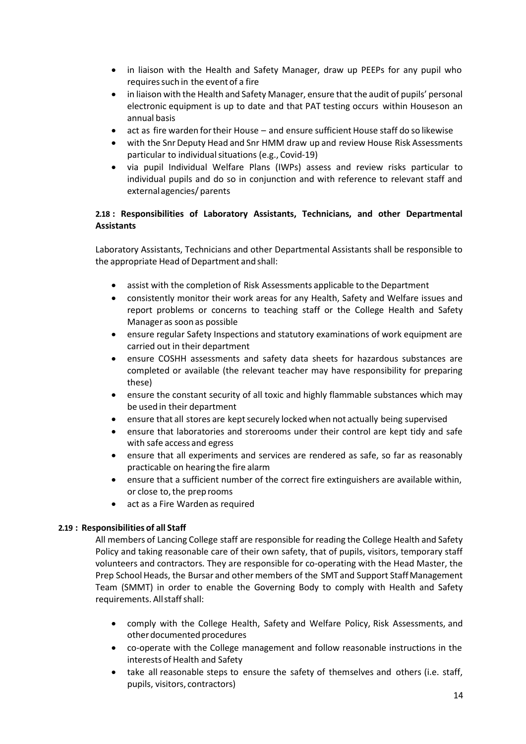- in liaison with the Health and Safety Manager, draw up PEEPs for any pupil who requires such in the event of a fire
- in liaison with the Health and Safety Manager, ensure that the audit of pupils' personal electronic equipment is up to date and that PAT testing occurs within Houses on an annual basis
- act as fire warden for their House – and ensure sufficient House staff do so likewise
- with the Snr Deputy Head and Snr HMM draw up and review House Risk Assessments particular to individual situations (e.g., Covid-19)
- via pupil Individual Welfare Plans (IWPs) assess and review risks particular to individual pupils and do so in conjunction and with reference to relevant staff and external agencies/ parents

### 2.18 : Responsibilities of Laboratory Assistants, Technicians, and other Departmental Assistants

Laboratory Assistants, Technicians and other Departmental Assistants shall be responsible to the appropriate Head of Department and shall:

- assist with the completion of Risk Assessments applicable to the Department
- consistently monitor their work areas for any Health, Safety and Welfare issues and report problems or concerns to teaching staff or the College Health and Safety Manager as soon as possible
- ensure regular Safety Inspections and statutory examinations of work equipment are carried out in their department
- ensure COSHH assessments and safety data sheets for hazardous substances are completed or available (the relevant teacher may have responsibility for preparing these)
- ensure the constant security of all toxic and highly flammable substances which may be used in their department
- ensure that all stores are kept securely locked when not actually being supervised
- ensure that laboratories and storerooms under their control are kept tidy and safe with safe access and egress
- ensure that all experiments and services are rendered as safe, so far as reasonably practicable on hearing the fire alarm
- ensure that a sufficient number of the correct fire extinguishers are available within, or close to, the prep rooms
- act as a Fire Warden as required

### 2.19 : Responsibilities of all Staff

All members of Lancing College staff are responsible for reading the College Health and Safety Policy and taking reasonable care of their own safety, that of pupils, visitors, temporary staff volunteers and contractors. They are responsible for co-operating with the Head Master, the Prep School Heads, the Bursar and other members of the SMT and Support Staff Management Team (SMMT) in order to enable the Governing Body to comply with Health and Safety requirements. All staff shall:

- comply with the College Health, Safety and Welfare Policy, Risk Assessments, and other documented procedures
- co-operate with the College management and follow reasonable instructions in the interests of Health and Safety
- take all reasonable steps to ensure the safety of themselves and others (i.e. staff, pupils, visitors, contractors)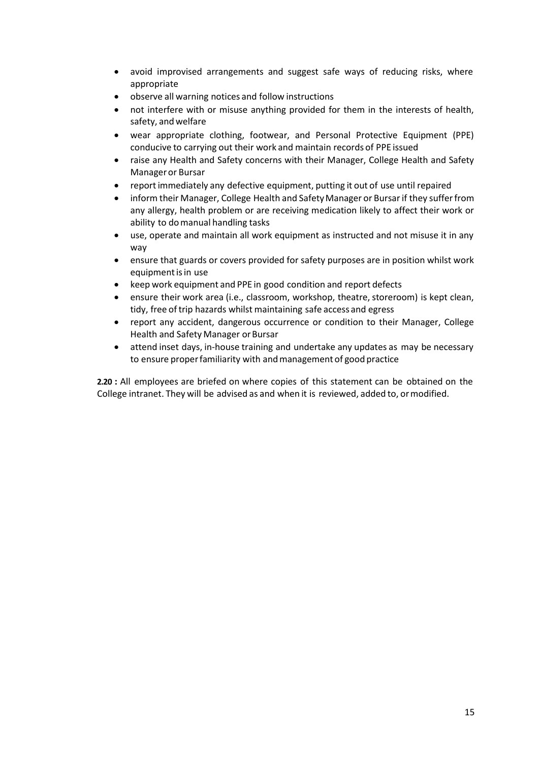- avoid improvised arrangements and suggest safe ways of reducing risks, where appropriate
- observe all warning notices and follow instructions
- not interfere with or misuse anything provided for them in the interests of health, safety, and welfare
- wear appropriate clothing, footwear, and Personal Protective Equipment (PPE) conducive to carrying out their work and maintain records of PPE issued
- raise any Health and Safety concerns with their Manager, College Health and Safety Manager or Bursar
- report immediately any defective equipment, putting it out of use until repaired
- inform their Manager, College Health and Safety Manager or Bursar if they suffer from any allergy, health problem or are receiving medication likely to affect their work or ability to do manual handling tasks
- use, operate and maintain all work equipment as instructed and not misuse it in any way
- ensure that guards or covers provided for safety purposes are in position whilst work equipment is in use
- keep work equipment and PPE in good condition and report defects
- ensure their work area (i.e., classroom, workshop, theatre, storeroom) is kept clean, tidy, free of trip hazards whilst maintaining safe access and egress
- report any accident, dangerous occurrence or condition to their Manager, College Health and Safety Manager or Bursar
- attend inset days, in-house training and undertake any updates as may be necessary to ensure proper familiarity with and management of good practice

**2.20 :** All employees are briefed on where copies of this statement can be obtained on the College intranet. They will be advised as and when it is reviewed, added to, or modified.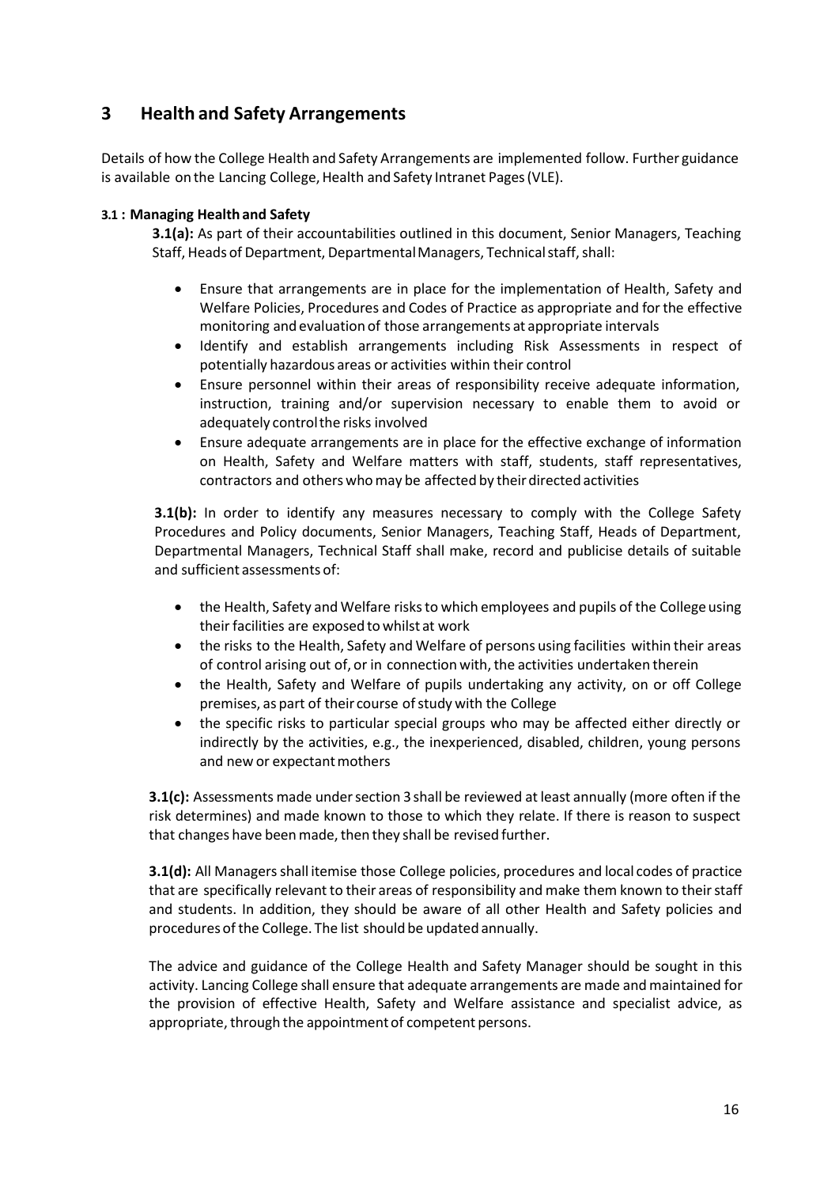# 3 Health and Safety Arrangements

Details of how the College Health and Safety Arrangements are implemented follow. Further guidance is available on the Lancing College, Health and Safety Intranet Pages (VLE).

### 3.1 : Managing Health and Safety

**3.1(a):** As part of their accountabilities outlined in this document, Senior Managers, Teaching Staff, Heads of Department, Departmental Managers, Technical staff, shall:

- Ensure that arrangements are in place for the implementation of Health, Safety and Welfare Policies, Procedures and Codes of Practice as appropriate and for the effective monitoring and evaluation of those arrangements at appropriate intervals
- Identify and establish arrangements including Risk Assessments in respect of potentially hazardous areas or activities within their control
- Ensure personnel within their areas of responsibility receive adequate information, instruction, training and/or supervision necessary to enable them to avoid or adequately control the risks involved
- Ensure adequate arrangements are in place for the effective exchange of information on Health, Safety and Welfare matters with staff, students, staff representatives, contractors and others who may be affected by their directed activities

**3.1(b):** In order to identify any measures necessary to comply with the College Safety Procedures and Policy documents, Senior Managers, Teaching Staff, Heads of Department, Departmental Managers, Technical Staff shall make, record and publicise details of suitable and sufficient assessments of:

- the Health, Safety and Welfare risks to which employees and pupils of the College using their facilities are exposed to whilst at work
- the risks to the Health, Safety and Welfare of persons using facilities within their areas of control arising out of, or in connection with, the activities undertaken therein
- the Health, Safety and Welfare of pupils undertaking any activity, on or off College premises, as part of their course of study with the College
- the specific risks to particular special groups who may be affected either directly or indirectly by the activities, e.g., the inexperienced, disabled, children, young persons and new or expectant mothers

**3.1(c):** Assessments made under section 3 shall be reviewed at least annually (more often if the risk determines) and made known to those to which they relate. If there is reason to suspect that changes have been made, then they shall be revised further.

**3.1(d):** All Managers shall itemise those College policies, procedures and local codes of practice that are specifically relevant to their areas of responsibility and make them known to their staff and students. In addition, they should be aware of all other Health and Safety policies and procedures of the College. The list should be updated annually.

The advice and guidance of the College Health and Safety Manager should be sought in this activity. Lancing College shall ensure that adequate arrangements are made and maintained for the provision of effective Health, Safety and Welfare assistance and specialist advice, as appropriate, through the appointment of competent persons.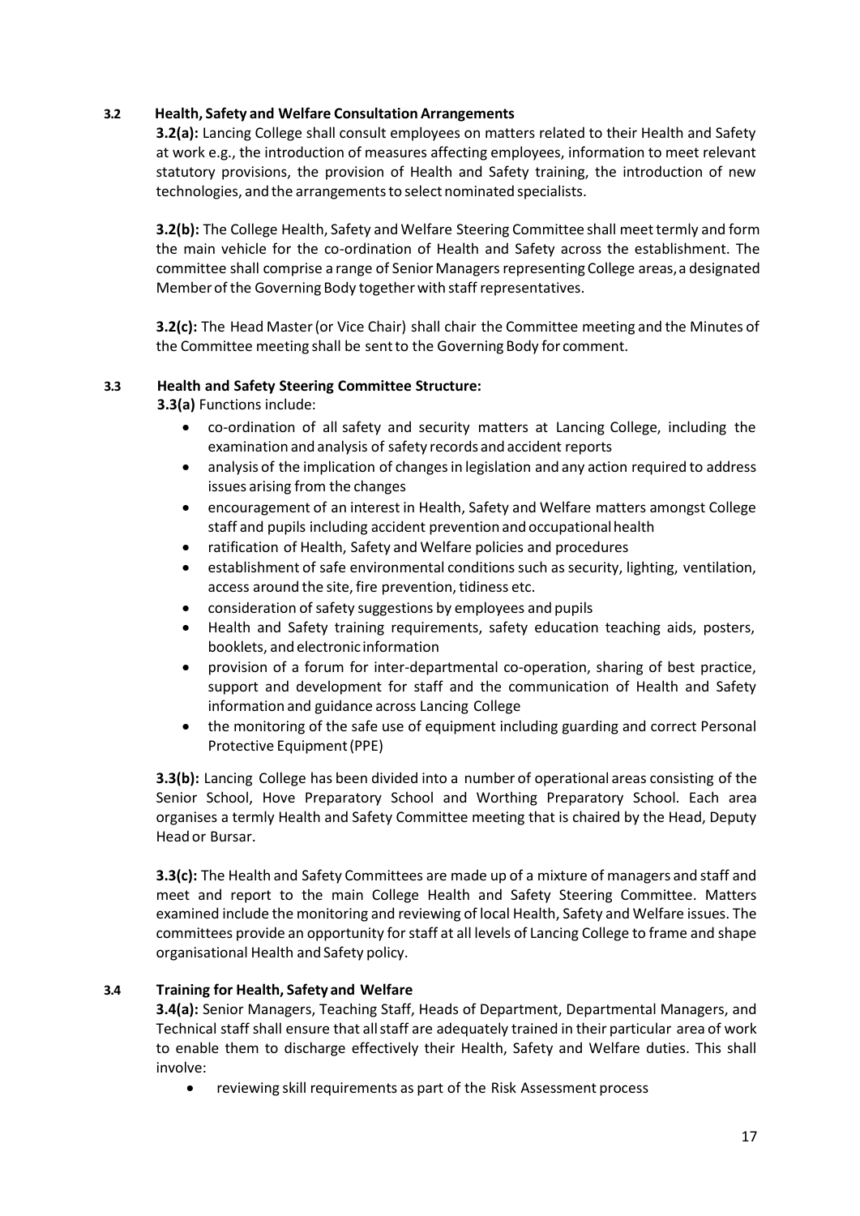### 3.2 Health, Safety and Welfare Consultation Arrangements

**3.2(a):** Lancing College shall consult employees on matters related to their Health and Safety at work e.g., the introduction of measures affecting employees, information to meet relevant statutory provisions, the provision of Health and Safety training, the introduction of new technologies, and the arrangements to select nominated specialists.

**3.2(b):** The College Health, Safety and Welfare Steering Committee shall meet termly and form the main vehicle for the co-ordination of Health and Safety across the establishment. The committee shall comprise a range of Senior Managers representing College areas, a designated Member of the Governing Body together with staff representatives.

**3.2(c):** The Head Master (or Vice Chair) shall chair the Committee meeting and the Minutes of the Committee meeting shall be sent to the Governing Body for comment.

### 3.3 Health and Safety Steering Committee Structure:

**3.3(a)** Functions include:

- co-ordination of all safety and security matters at Lancing College, including the examination and analysis of safety records and accident reports
- analysis of the implication of changes in legislation and any action required to address issues arising from the changes
- encouragement of an interest in Health, Safety and Welfare matters amongst College staff and pupils including accident prevention and occupational health
- ratification of Health, Safety and Welfare policies and procedures
- establishment of safe environmental conditions such as security, lighting, ventilation, access around the site, fire prevention, tidiness etc.
- consideration of safety suggestions by employees and pupils
- Health and Safety training requirements, safety education teaching aids, posters, booklets, and electronic information
- provision of a forum for inter-departmental co-operation, sharing of best practice, support and development for staff and the communication of Health and Safety information and guidance across Lancing College
- the monitoring of the safe use of equipment including guarding and correct Personal Protective Equipment (PPE)

**3.3(b):** Lancing College has been divided into a number of operational areas consisting of the Senior School, Hove Preparatory School and Worthing Preparatory School. Each area organises a termly Health and Safety Committee meeting that is chaired by the Head, Deputy Head or Bursar.

**3.3(c):** The Health and Safety Committees are made up of a mixture of managers and staff and meet and report to the main College Health and Safety Steering Committee. Matters examined include the monitoring and reviewing of local Health, Safety and Welfare issues. The committees provide an opportunity for staff at all levels of Lancing College to frame and shape organisational Health and Safety policy.

### 3.4 Training for Health, Safety and Welfare

**3.4(a):** Senior Managers, Teaching Staff, Heads of Department, Departmental Managers, and Technical staff shall ensure that all staff are adequately trained in their particular area of work to enable them to discharge effectively their Health, Safety and Welfare duties. This shall involve:

- reviewing skill requirements as part of the Risk Assessment process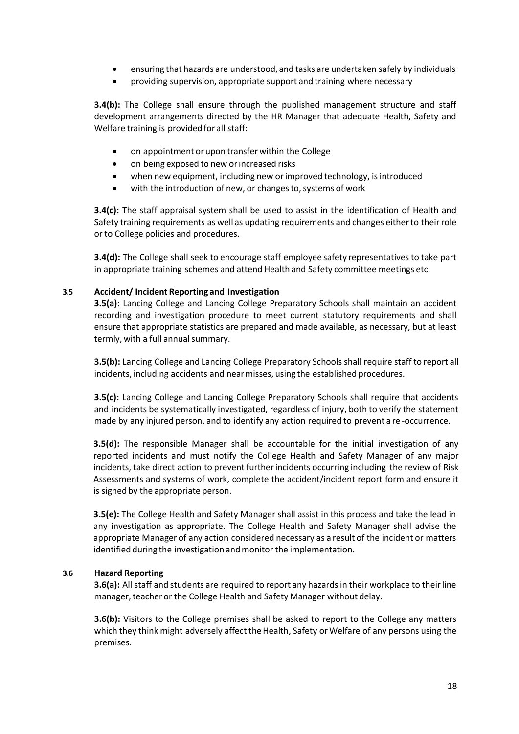- ensuring that hazards are understood, and tasks are undertaken safely by individuals
- providing supervision, appropriate support and training where necessary

**3.4(b):** The College shall ensure through the published management structure and staff development arrangements directed by the HR Manager that adequate Health, Safety and Welfare training is provided for all staff:

- on appointment or upon transfer within the College
- on being exposed to new or increased risks
- when new equipment, including new or improved technology, is introduced
- with the introduction of new, or changes to, systems of work

**3.4(c):** The staff appraisal system shall be used to assist in the identification of Health and Safety training requirements as well as updating requirements and changes either to their role or to College policies and procedures.

**3.4(d):** The College shall seek to encourage staff employee safety representatives to take part in appropriate training schemes and attend Health and Safety committee meetings etc

### 3.5 Accident/ Incident Reporting and Investigation

**3.5(a):** Lancing College and Lancing College Preparatory Schools shall maintain an accident recording and investigation procedure to meet current statutory requirements and shall ensure that appropriate statistics are prepared and made available, as necessary, but at least termly, with a full annual summary.

**3.5(b):** Lancing College and Lancing College Preparatory Schools shall require staff to report all incidents, including accidents and near misses, using the established procedures.

**3.5(c):** Lancing College and Lancing College Preparatory Schools shall require that accidents and incidents be systematically investigated, regardless of injury, both to verify the statement made by any injured person, and to identify any action required to prevent a re-occurrence.

**3.5(d):** The responsible Manager shall be accountable for the initial investigation of any reported incidents and must notify the College Health and Safety Manager of any major incidents, take direct action to prevent further incidents occurring including the review of Risk Assessments and systems of work, complete the accident/incident report form and ensure it is signed by the appropriate person.

**3.5(e):** The College Health and Safety Manager shall assist in this process and take the lead in any investigation as appropriate. The College Health and Safety Manager shall advise the appropriate Manager of any action considered necessary as a result of the incident or matters identified during the investigation and monitor the implementation.

### 3.6 Hazard Reporting

**3.6(a):** All staff and students are required to report any hazards in their workplace to their line manager, teacher or the College Health and Safety Manager without delay.

**3.6(b):** Visitors to the College premises shall be asked to report to the College any matters which they think might adversely affect the Health, Safety or Welfare of any persons using the premises.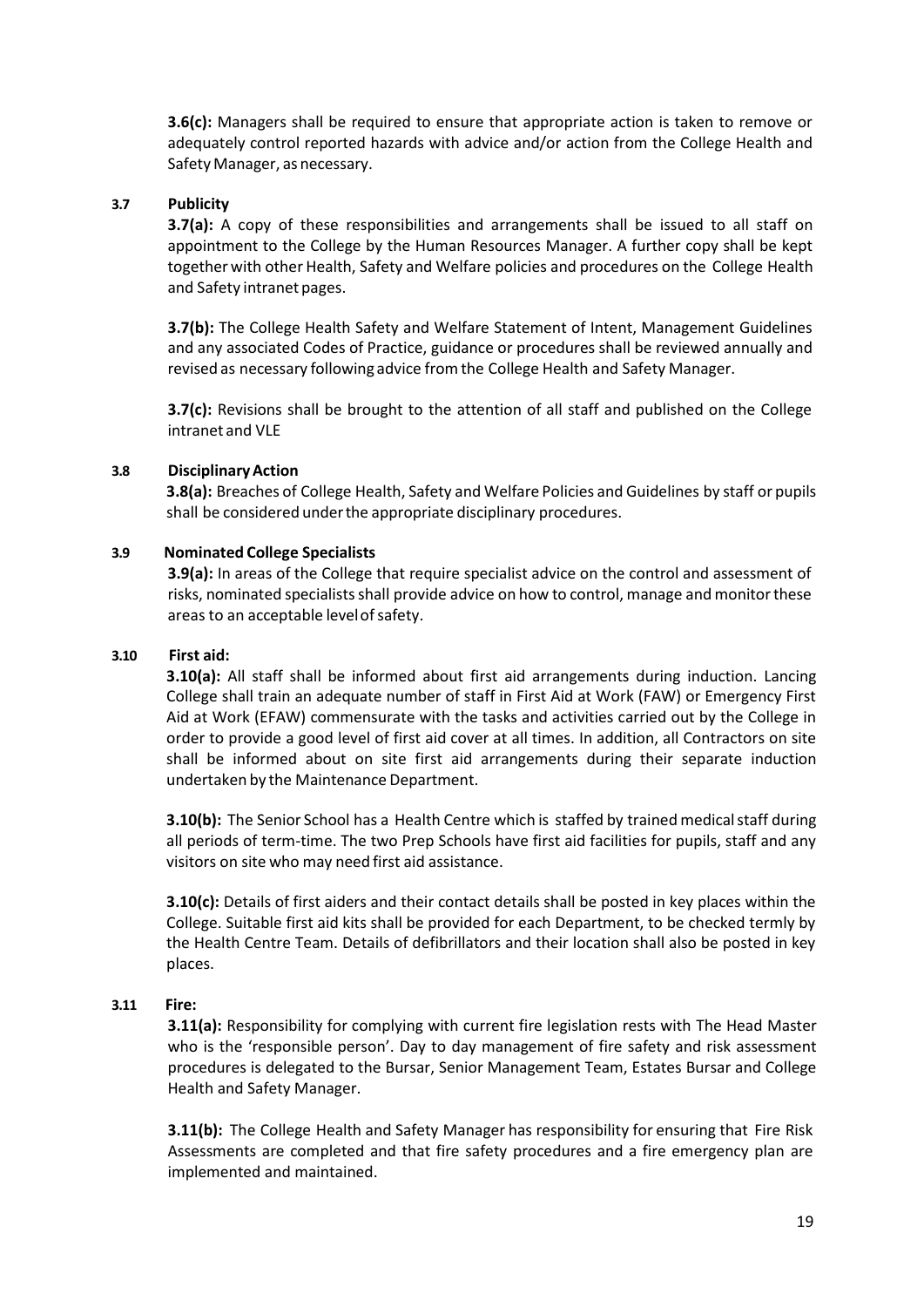**3.6(c):** Managers shall be required to ensure that appropriate action is taken to remove or adequately control reported hazards with advice and/or action from the College Health and Safety Manager, as necessary.

### 3.7 Publicity

**3.7(a):** A copy of these responsibilities and arrangements shall be issued to all staff on appointment to the College by the Human Resources Manager. A further copy shall be kept together with other Health, Safety and Welfare policies and procedures on the College Health and Safety intranet pages.

**3.7(b):** The College Health Safety and Welfare Statement of Intent, Management Guidelines and any associated Codes of Practice, guidance or procedures shall be reviewed annually and revised as necessary following advice from the College Health and Safety Manager.

**3.7(c):** Revisions shall be brought to the attention of all staff and published on the College intranet and VLE

### 3.8 Disciplinary Action

**3.8(a):** Breaches of College Health, Safety and Welfare Policies and Guidelines by staff or pupils shall be considered under the appropriate disciplinary procedures.

### 3.9 Nominated College Specialists

**3.9(a):** In areas of the College that require specialist advice on the control and assessment of risks, nominated specialists shall provide advice on how to control, manage and monitor these areas to an acceptable level of safety.

### 3.10 First aid:

**3.10(a):** All staff shall be informed about first aid arrangements during induction. Lancing College shall train an adequate number of staff in First Aid at Work (FAW) or Emergency First Aid at Work (EFAW) commensurate with the tasks and activities carried out by the College in order to provide a good level of first aid cover at all times. In addition, all Contractors on site shall be informed about on site first aid arrangements during their separate induction undertaken by the Maintenance Department.

**3.10(b):** The Senior School has a Health Centre which is staffed by trained medical staff during all periods of term-time. The two Prep Schools have first aid facilities for pupils, staff and any visitors on site who may need first aid assistance.

**3.10(c):** Details of first aiders and their contact details shall be posted in key places within the College. Suitable first aid kits shall be provided for each Department, to be checked termly by the Health Centre Team. Details of defibrillators and their location shall also be posted in key places.

### 3.11 Fire:

**3.11(a):** Responsibility for complying with current fire legislation rests with The Head Master who is the 'responsible person'. Day to day management of fire safety and risk assessment procedures is delegated to the Bursar, Senior Management Team, Estates Bursar and College Health and Safety Manager.

**3.11(b):** The College Health and Safety Manager has responsibility for ensuring that Fire Risk Assessments are completed and that fire safety procedures and a fire emergency plan are implemented and maintained.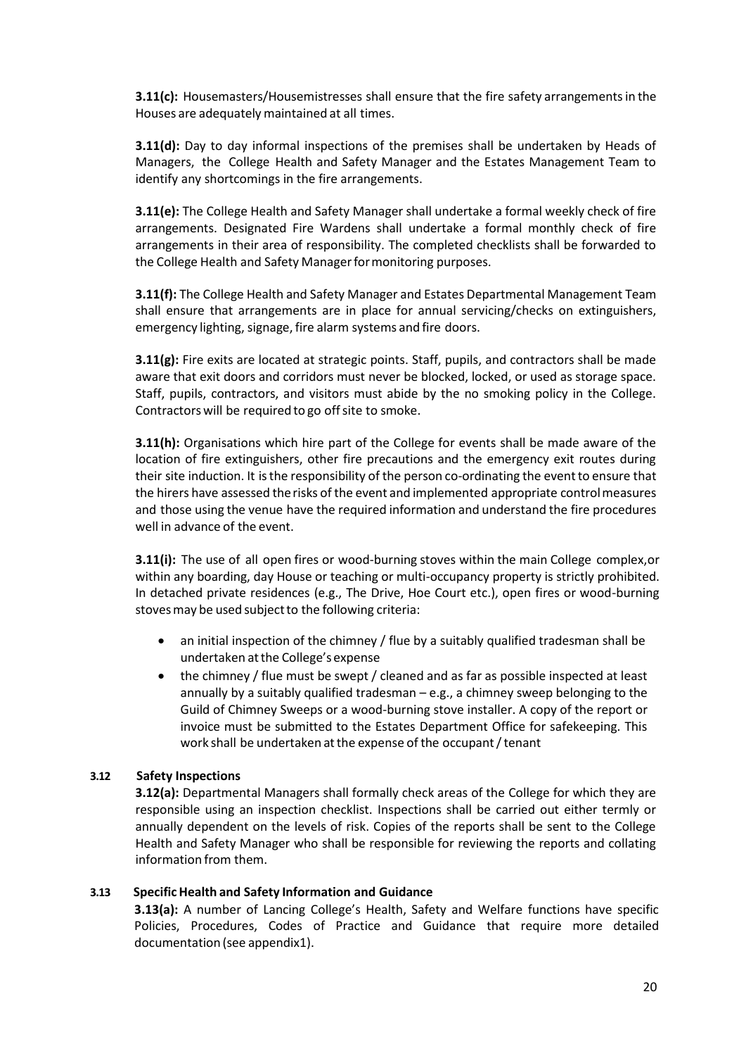**3.11(c):** Housemasters/Housemistresses shall ensure that the fire safety arrangements in the Houses are adequately maintained at all times.

**3.11(d):** Day to day informal inspections of the premises shall be undertaken by Heads of Managers, the College Health and Safety Manager and the Estates Management Team to identify any shortcomings in the fire arrangements.

**3.11(e):** The College Health and Safety Manager shall undertake a formal weekly check of fire arrangements. Designated Fire Wardens shall undertake a formal monthly check of fire arrangements in their area of responsibility. The completed checklists shall be forwarded to the College Health and Safety Manager for monitoring purposes.

**3.11(f):** The College Health and Safety Manager and Estates Departmental Management Team shall ensure that arrangements are in place for annual servicing/checks on extinguishers, emergency lighting, signage, fire alarm systems and fire doors.

**3.11(g):** Fire exits are located at strategic points. Staff, pupils, and contractors shall be made aware that exit doors and corridors must never be blocked, locked, or used as storage space. Staff, pupils, contractors, and visitors must abide by the no smoking policy in the College. Contractors will be required to go off site to smoke.

**3.11(h):** Organisations which hire part of the College for events shall be made aware of the location of fire extinguishers, other fire precautions and the emergency exit routes during their site induction. It is the responsibility of the person co-ordinating the event to ensure that the hirers have assessed the risks of the event and implemented appropriate control measures and those using the venue have the required information and understand the fire procedures well in advance of the event.

**3.11(i):** The use of all open fires or wood-burning stoves within the main College complex,or within any boarding, day House or teaching or multi-occupancy property is strictly prohibited. In detached private residences (e.g., The Drive, Hoe Court etc.), open fires or wood-burning stoves may be used subject to the following criteria:

- an initial inspection of the chimney / flue by a suitably qualified tradesman shall be undertaken at the College's expense
- the chimney / flue must be swept / cleaned and as far as possible inspected at least annually by a suitably qualified tradesman – e.g., a chimney sweep belonging to the Guild of Chimney Sweeps or a wood-burning stove installer. A copy of the report or invoice must be submitted to the Estates Department Office for safekeeping. This work shall be undertaken at the expense of the occupant / tenant

### 3.12 Safety Inspections

**3.12(a):** Departmental Managers shall formally check areas of the College for which they are responsible using an inspection checklist. Inspections shall be carried out either termly or annually dependent on the levels of risk. Copies of the reports shall be sent to the College Health and Safety Manager who shall be responsible for reviewing the reports and collating information from them.

### 3.13 Specific Health and Safety Information and Guidance

**3.13(a):** A number of Lancing College's Health, Safety and Welfare functions have specific Policies, Procedures, Codes of Practice and Guidance that require more detailed documentation (see appendix1).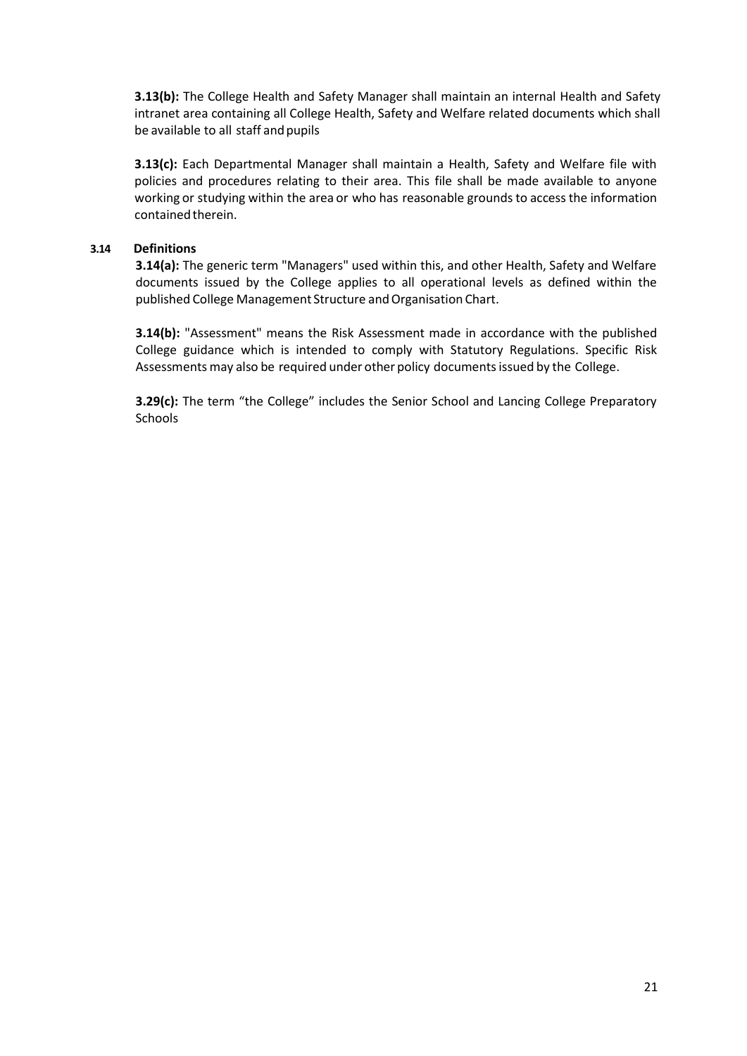**3.13(b):** The College Health and Safety Manager shall maintain an internal Health and Safety intranet area containing all College Health, Safety and Welfare related documents which shall be available to all staff and pupils

**3.13(c):** Each Departmental Manager shall maintain a Health, Safety and Welfare file with policies and procedures relating to their area. This file shall be made available to anyone working or studying within the area or who has reasonable grounds to access the information contained therein.

### 3.14 Definitions

**3.14(a):** The generic term "Managers" used within this, and other Health, Safety and Welfare documents issued by the College applies to all operational levels as defined within the published College Management Structure and Organisation Chart.

**3.14(b):** "Assessment" means the Risk Assessment made in accordance with the published College guidance which is intended to comply with Statutory Regulations. Specific Risk Assessments may also be required under other policy documents issued by the College.

**3.29(c):** The term "the College" includes the Senior School and Lancing College Preparatory Schools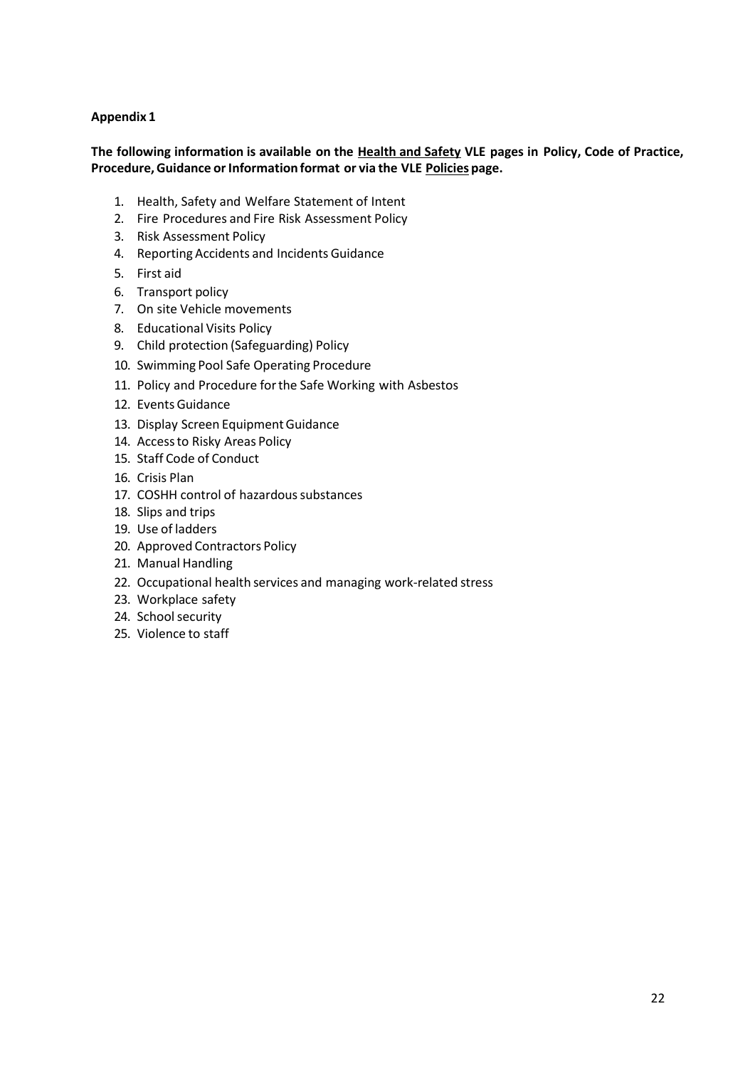**Appendix 1**

**The following information is available on the Health and Safety VLE pages in Policy, Code of Practice, Procedure, Guidance or Information format or via the VLE Policies page.**

1. Health, Safety and Welfare Statement of Intent
2. Fire Procedures and Fire Risk Assessment Policy
3. Risk Assessment Policy
4. Reporting Accidents and Incidents Guidance
5. First aid
6. Transport policy
7. On site Vehicle movements
8. Educational Visits Policy
9. Child protection (Safeguarding) Policy
10. Swimming Pool Safe Operating Procedure
11. Policy and Procedure for the Safe Working with Asbestos
12. Events Guidance
13. Display Screen Equipment Guidance
14. Access to Risky Areas Policy
15. Staff Code of Conduct
16. Crisis Plan
17. COSHH control of hazardous substances
18. Slips and trips
19. Use of ladders
20. Approved Contractors Policy
21. Manual Handling
22. Occupational health services and managing work-related stress
23. Workplace safety
24. School security
25. Violence to staff